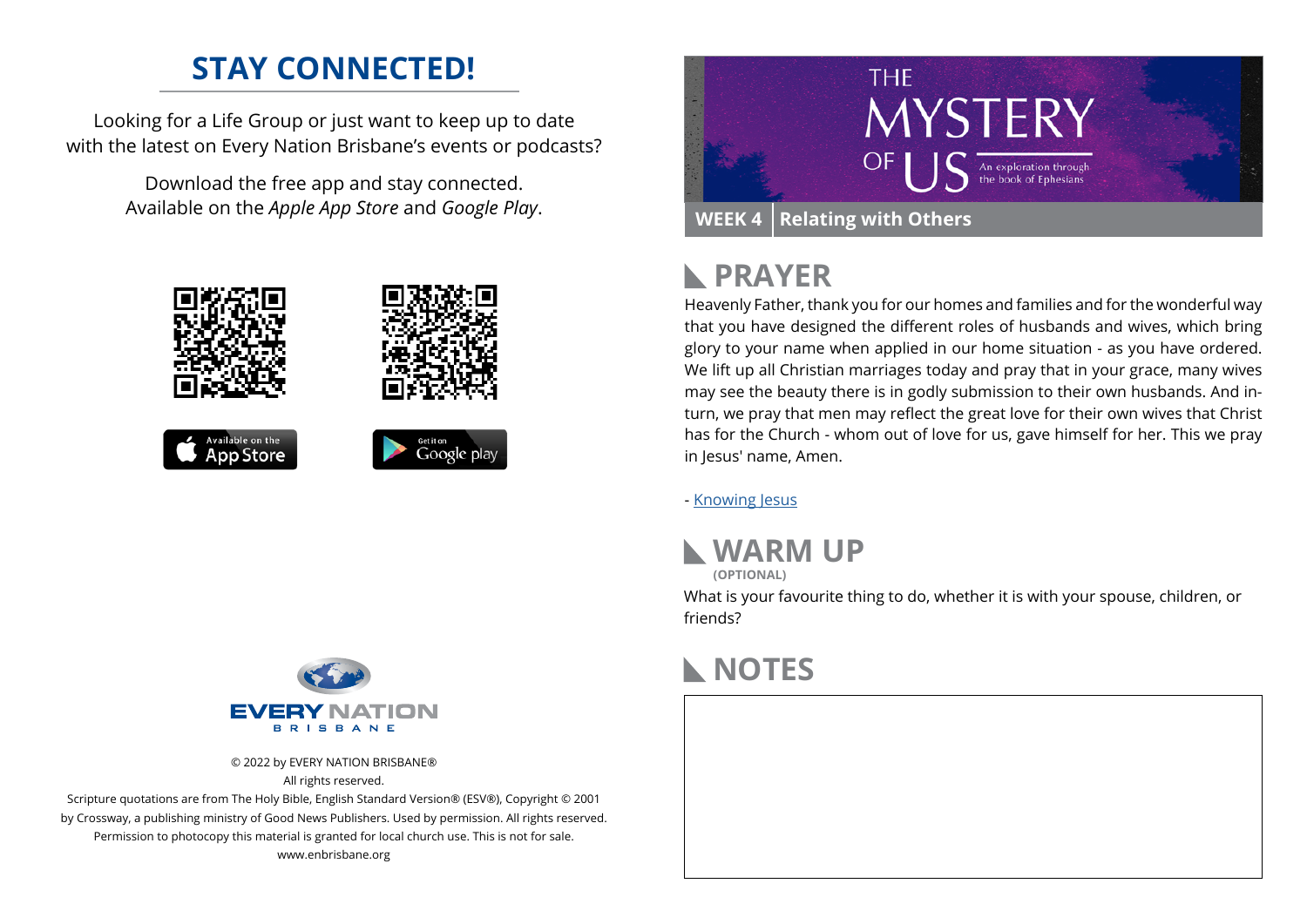## STAY CONNECTED!

Looking for a Life Group or just want to keep up to date with the latest on Every Nation Brisbane's events or podcasts?

Download the free app and stay connected. Available on the *Apple App Store* and *Google Play*.

© 2022 by EVERY NATION BRISBANE®
All rights reserved.
Scripture quotations are from The Holy Bible, English Standard Version® (ESV®), Copyright © 2001 by Crossway, a publishing ministry of Good News Publishers. Used by permission. All rights reserved.
Permission to photocopy this material is granted for local church use. This is not for sale.
www.enbrisbane.org

# THE MYSTERY OF US

An exploration through the book of Ephesians

**WEEK 4** | **Relating with Others**

## PRAYER

Heavenly Father, thank you for our homes and families and for the wonderful way that you have designed the different roles of husbands and wives, which bring glory to your name when applied in our home situation - as you have ordered. We lift up all Christian marriages today and pray that in your grace, many wives may see the beauty there is in godly submission to their own husbands. And in-turn, we pray that men may reflect the great love for their own wives that Christ has for the Church - whom out of love for us, gave himself for her. This we pray in Jesus' name, Amen.

- Knowing Jesus

## WARM UP

**(OPTIONAL)**

What is your favourite thing to do, whether it is with your spouse, children, or friends?

## NOTES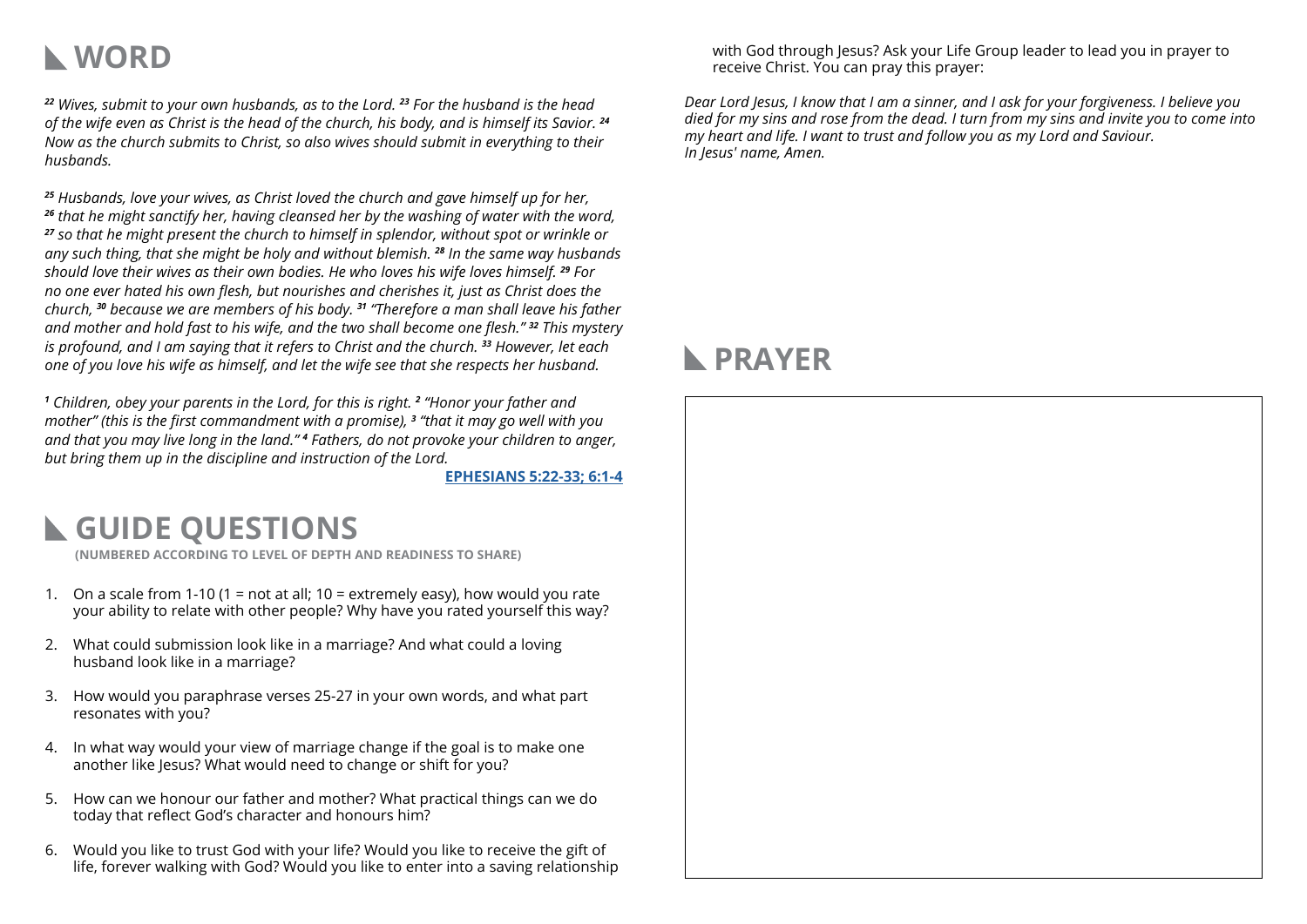## WORD

*[22] Wives, submit to your own husbands, as to the Lord. [23] For the husband is the head of the wife even as Christ is the head of the church, his body, and is himself its Savior. [24] Now as the church submits to Christ, so also wives should submit in everything to their husbands.*

*[25] Husbands, love your wives, as Christ loved the church and gave himself up for her, [26] that he might sanctify her, having cleansed her by the washing of water with the word, [27] so that he might present the church to himself in splendor, without spot or wrinkle or any such thing, that she might be holy and without blemish. [28] In the same way husbands should love their wives as their own bodies. He who loves his wife loves himself. [29] For no one ever hated his own flesh, but nourishes and cherishes it, just as Christ does the church, [30] because we are members of his body. [31] "Therefore a man shall leave his father and mother and hold fast to his wife, and the two shall become one flesh." [32] This mystery is profound, and I am saying that it refers to Christ and the church. [33] However, let each one of you love his wife as himself, and let the wife see that she respects her husband.*

*[1] Children, obey your parents in the Lord, for this is right. [2] "Honor your father and mother" (this is the first commandment with a promise), [3] "that it may go well with you and that you may live long in the land." [4] Fathers, do not provoke your children to anger, but bring them up in the discipline and instruction of the Lord.*

**EPHESIANS 5:22-33; 6:1-4**

## GUIDE QUESTIONS

**(NUMBERED ACCORDING TO LEVEL OF DEPTH AND READINESS TO SHARE)**

1. On a scale from 1-10 (1 = not at all; 10 = extremely easy), how would you rate your ability to relate with other people? Why have you rated yourself this way?
2. What could submission look like in a marriage? And what could a loving husband look like in a marriage?
3. How would you paraphrase verses 25-27 in your own words, and what part resonates with you?
4. In what way would your view of marriage change if the goal is to make one another like Jesus? What would need to change or shift for you?
5. How can we honour our father and mother? What practical things can we do today that reflect God's character and honours him?
6. Would you like to trust God with your life? Would you like to receive the gift of life, forever walking with God? Would you like to enter into a saving relationship with God through Jesus? Ask your Life Group leader to lead you in prayer to receive Christ. You can pray this prayer:

*Dear Lord Jesus, I know that I am a sinner, and I ask for your forgiveness. I believe you died for my sins and rose from the dead. I turn from my sins and invite you to come into my heart and life. I want to trust and follow you as my Lord and Saviour.*
*In Jesus' name, Amen.*

## PRAYER